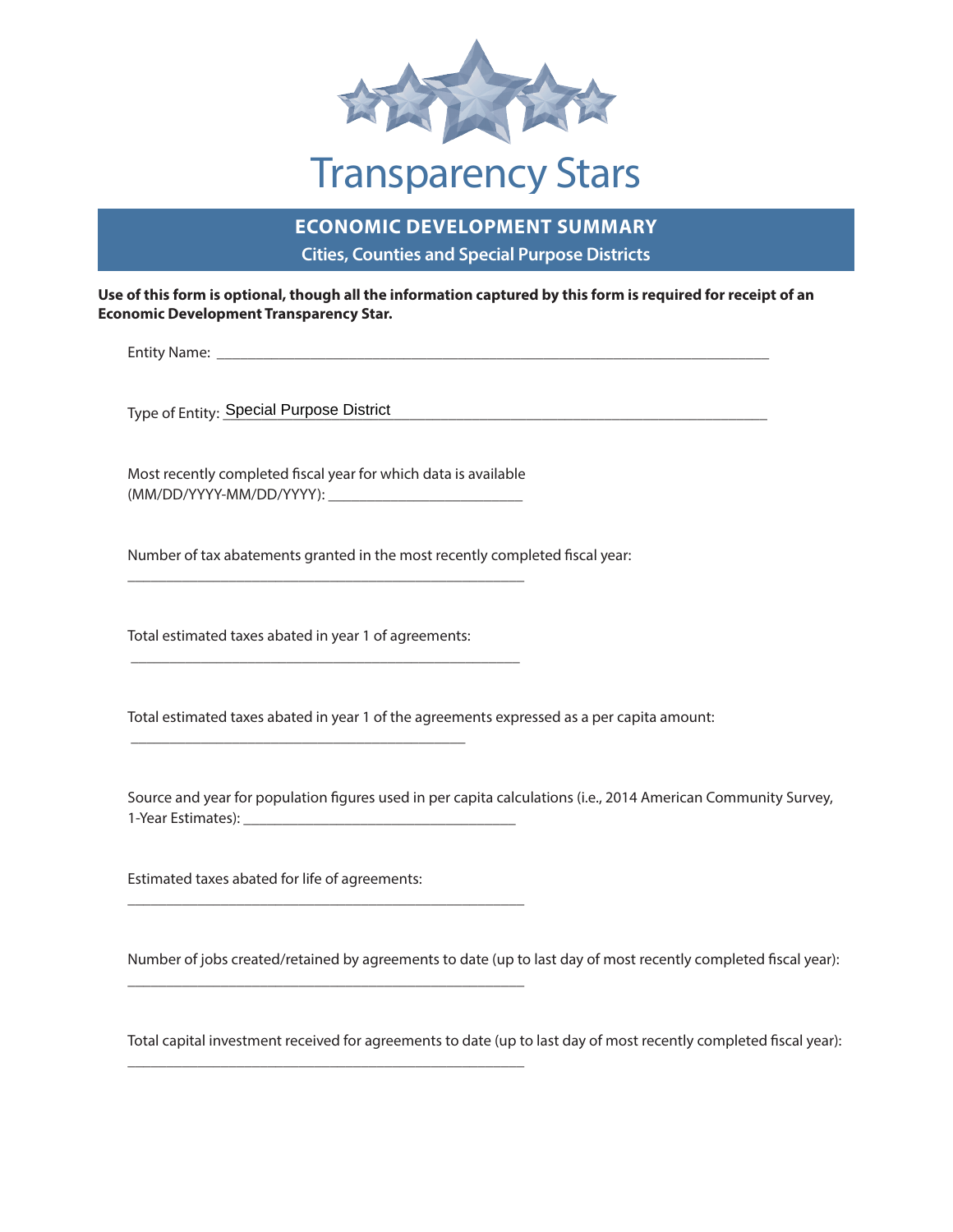# Transparency Stars

## ECONOMIC DEVELOPMENT SUMMARY

### Cities, Counties and Special Purpose Districts

**Use of this form is optional, though all the information captured by this form is required for receipt of an Economic Development Transparency Star.**

Entity Name: ____________________________________________

Type of Entity: Special Purpose District

Most recently completed fiscal year for which data is available (MM/DD/YYYY-MM/DD/YYYY): ________________________

Number of tax abatements granted in the most recently completed fiscal year:

____________________________________________

Total estimated taxes abated in year 1 of agreements:

____________________________________________

Total estimated taxes abated in year 1 of the agreements expressed as a per capita amount:

____________________________________________

Source and year for population figures used in per capita calculations (i.e., 2014 American Community Survey, 1-Year Estimates): ________________________

Estimated taxes abated for life of agreements:

____________________________________________

Number of jobs created/retained by agreements to date (up to last day of most recently completed fiscal year):

____________________________________________

Total capital investment received for agreements to date (up to last day of most recently completed fiscal year):

____________________________________________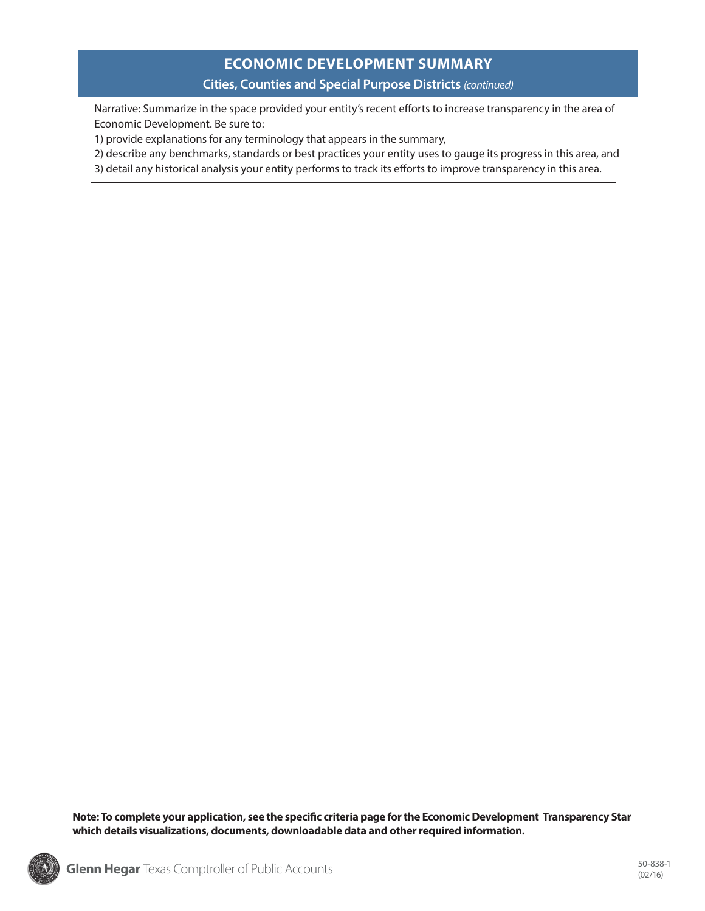# ECONOMIC DEVELOPMENT SUMMARY

## Cities, Counties and Special Purpose Districts *(continued)*

Narrative: Summarize in the space provided your entity's recent efforts to increase transparency in the area of Economic Development. Be sure to:

1) provide explanations for any terminology that appears in the summary,
2) describe any benchmarks, standards or best practices your entity uses to gauge its progress in this area, and
3) detail any historical analysis your entity performs to track its efforts to improve transparency in this area.

**Note: To complete your application, see the specific criteria page for the Economic Development Transparency Star which details visualizations, documents, downloadable data and other required information.**

**Glenn Hegar** Texas Comptroller of Public Accounts

50-838-1
(02/16)